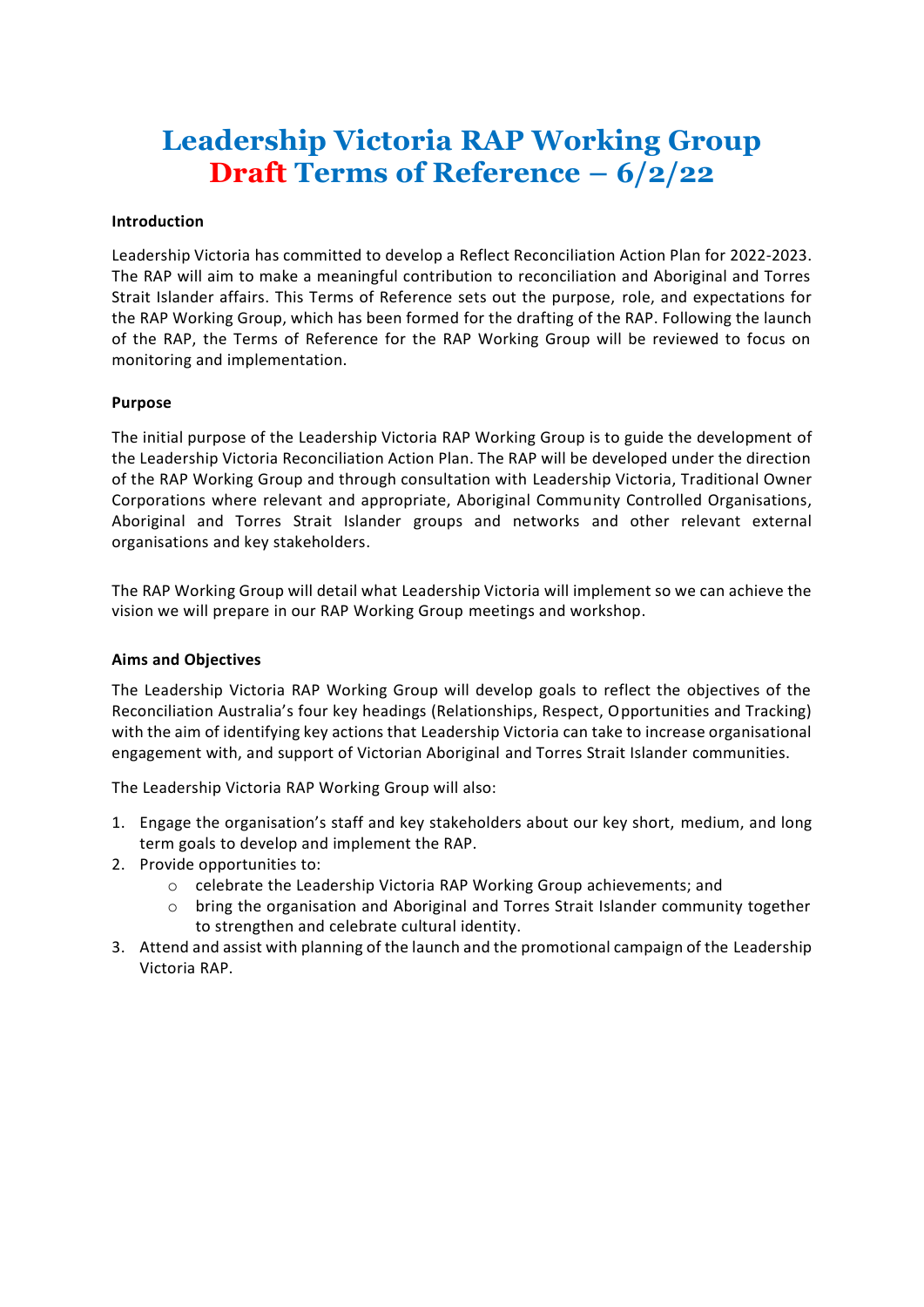# Leadership Victoria RAP Working Group
# Draft Terms of Reference – 6/2/22

**Introduction**

Leadership Victoria has committed to develop a Reflect Reconciliation Action Plan for 2022-2023. The RAP will aim to make a meaningful contribution to reconciliation and Aboriginal and Torres Strait Islander affairs. This Terms of Reference sets out the purpose, role, and expectations for the RAP Working Group, which has been formed for the drafting of the RAP. Following the launch of the RAP, the Terms of Reference for the RAP Working Group will be reviewed to focus on monitoring and implementation.

**Purpose**

The initial purpose of the Leadership Victoria RAP Working Group is to guide the development of the Leadership Victoria Reconciliation Action Plan. The RAP will be developed under the direction of the RAP Working Group and through consultation with Leadership Victoria, Traditional Owner Corporations where relevant and appropriate, Aboriginal Community Controlled Organisations, Aboriginal and Torres Strait Islander groups and networks and other relevant external organisations and key stakeholders.

The RAP Working Group will detail what Leadership Victoria will implement so we can achieve the vision we will prepare in our RAP Working Group meetings and workshop.

**Aims and Objectives**

The Leadership Victoria RAP Working Group will develop goals to reflect the objectives of the Reconciliation Australia's four key headings (Relationships, Respect, Opportunities and Tracking) with the aim of identifying key actions that Leadership Victoria can take to increase organisational engagement with, and support of Victorian Aboriginal and Torres Strait Islander communities.

The Leadership Victoria RAP Working Group will also:

1. Engage the organisation's staff and key stakeholders about our key short, medium, and long term goals to develop and implement the RAP.
2. Provide opportunities to:
   - celebrate the Leadership Victoria RAP Working Group achievements; and
   - bring the organisation and Aboriginal and Torres Strait Islander community together to strengthen and celebrate cultural identity.
3. Attend and assist with planning of the launch and the promotional campaign of the Leadership Victoria RAP.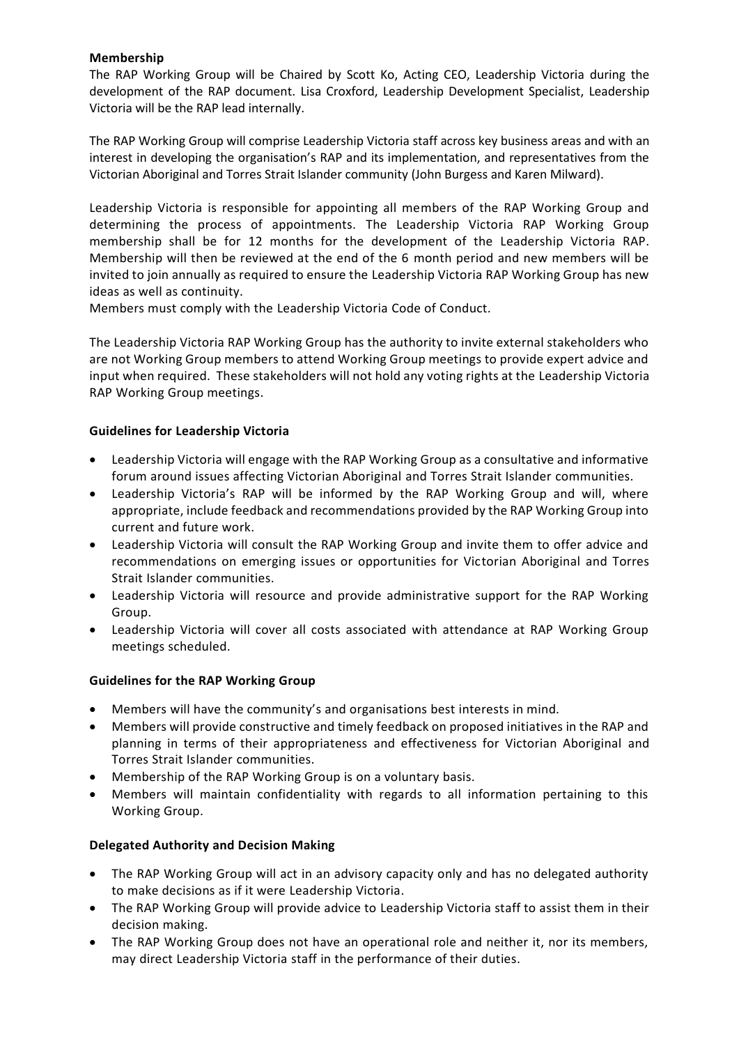**Membership**

The RAP Working Group will be Chaired by Scott Ko, Acting CEO, Leadership Victoria during the development of the RAP document. Lisa Croxford, Leadership Development Specialist, Leadership Victoria will be the RAP lead internally.

The RAP Working Group will comprise Leadership Victoria staff across key business areas and with an interest in developing the organisation's RAP and its implementation, and representatives from the Victorian Aboriginal and Torres Strait Islander community (John Burgess and Karen Milward).

Leadership Victoria is responsible for appointing all members of the RAP Working Group and determining the process of appointments. The Leadership Victoria RAP Working Group membership shall be for 12 months for the development of the Leadership Victoria RAP. Membership will then be reviewed at the end of the 6 month period and new members will be invited to join annually as required to ensure the Leadership Victoria RAP Working Group has new ideas as well as continuity.
Members must comply with the Leadership Victoria Code of Conduct.

The Leadership Victoria RAP Working Group has the authority to invite external stakeholders who are not Working Group members to attend Working Group meetings to provide expert advice and input when required. These stakeholders will not hold any voting rights at the Leadership Victoria RAP Working Group meetings.

**Guidelines for Leadership Victoria**

- Leadership Victoria will engage with the RAP Working Group as a consultative and informative forum around issues affecting Victorian Aboriginal and Torres Strait Islander communities.
- Leadership Victoria's RAP will be informed by the RAP Working Group and will, where appropriate, include feedback and recommendations provided by the RAP Working Group into current and future work.
- Leadership Victoria will consult the RAP Working Group and invite them to offer advice and recommendations on emerging issues or opportunities for Victorian Aboriginal and Torres Strait Islander communities.
- Leadership Victoria will resource and provide administrative support for the RAP Working Group.
- Leadership Victoria will cover all costs associated with attendance at RAP Working Group meetings scheduled.

**Guidelines for the RAP Working Group**

- Members will have the community's and organisations best interests in mind.
- Members will provide constructive and timely feedback on proposed initiatives in the RAP and planning in terms of their appropriateness and effectiveness for Victorian Aboriginal and Torres Strait Islander communities.
- Membership of the RAP Working Group is on a voluntary basis.
- Members will maintain confidentiality with regards to all information pertaining to this Working Group.

**Delegated Authority and Decision Making**

- The RAP Working Group will act in an advisory capacity only and has no delegated authority to make decisions as if it were Leadership Victoria.
- The RAP Working Group will provide advice to Leadership Victoria staff to assist them in their decision making.
- The RAP Working Group does not have an operational role and neither it, nor its members, may direct Leadership Victoria staff in the performance of their duties.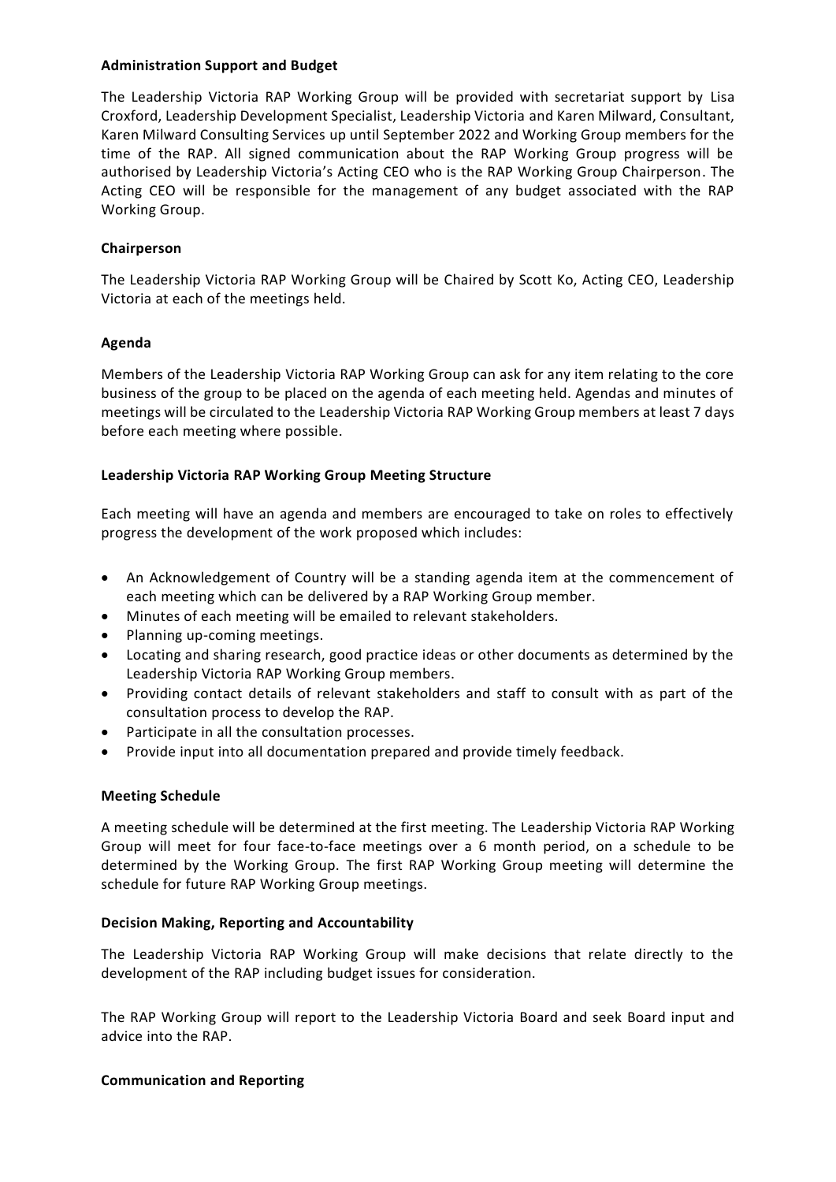**Administration Support and Budget**

The Leadership Victoria RAP Working Group will be provided with secretariat support by Lisa Croxford, Leadership Development Specialist, Leadership Victoria and Karen Milward, Consultant, Karen Milward Consulting Services up until September 2022 and Working Group members for the time of the RAP. All signed communication about the RAP Working Group progress will be authorised by Leadership Victoria's Acting CEO who is the RAP Working Group Chairperson. The Acting CEO will be responsible for the management of any budget associated with the RAP Working Group.

**Chairperson**

The Leadership Victoria RAP Working Group will be Chaired by Scott Ko, Acting CEO, Leadership Victoria at each of the meetings held.

**Agenda**

Members of the Leadership Victoria RAP Working Group can ask for any item relating to the core business of the group to be placed on the agenda of each meeting held. Agendas and minutes of meetings will be circulated to the Leadership Victoria RAP Working Group members at least 7 days before each meeting where possible.

**Leadership Victoria RAP Working Group Meeting Structure**

Each meeting will have an agenda and members are encouraged to take on roles to effectively progress the development of the work proposed which includes:

- An Acknowledgement of Country will be a standing agenda item at the commencement of each meeting which can be delivered by a RAP Working Group member.
- Minutes of each meeting will be emailed to relevant stakeholders.
- Planning up-coming meetings.
- Locating and sharing research, good practice ideas or other documents as determined by the Leadership Victoria RAP Working Group members.
- Providing contact details of relevant stakeholders and staff to consult with as part of the consultation process to develop the RAP.
- Participate in all the consultation processes.
- Provide input into all documentation prepared and provide timely feedback.

**Meeting Schedule**

A meeting schedule will be determined at the first meeting. The Leadership Victoria RAP Working Group will meet for four face-to-face meetings over a 6 month period, on a schedule to be determined by the Working Group. The first RAP Working Group meeting will determine the schedule for future RAP Working Group meetings.

**Decision Making, Reporting and Accountability**

The Leadership Victoria RAP Working Group will make decisions that relate directly to the development of the RAP including budget issues for consideration.

The RAP Working Group will report to the Leadership Victoria Board and seek Board input and advice into the RAP.

**Communication and Reporting**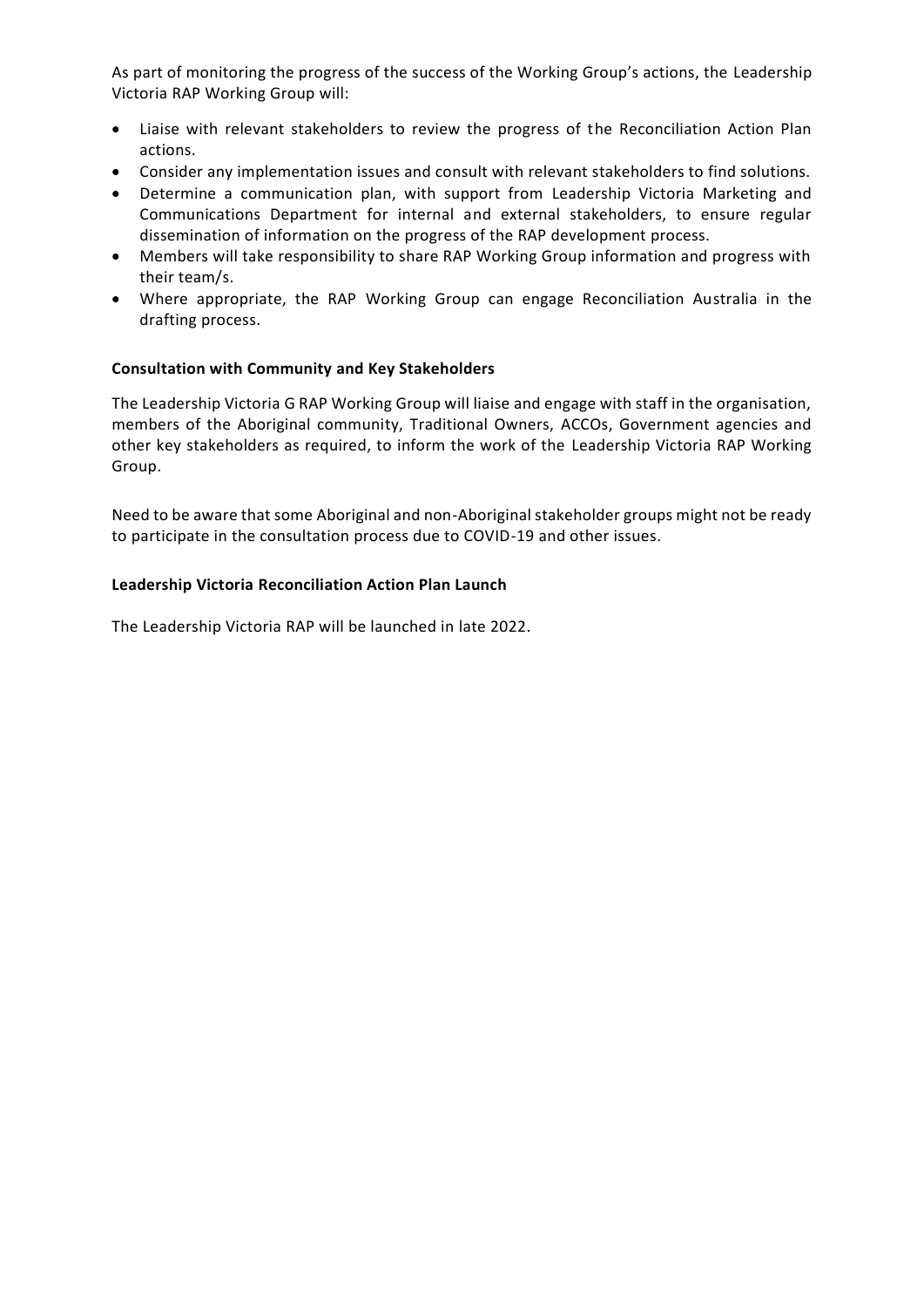As part of monitoring the progress of the success of the Working Group's actions, the Leadership Victoria RAP Working Group will:

- Liaise with relevant stakeholders to review the progress of the Reconciliation Action Plan actions.
- Consider any implementation issues and consult with relevant stakeholders to find solutions.
- Determine a communication plan, with support from Leadership Victoria Marketing and Communications Department for internal and external stakeholders, to ensure regular dissemination of information on the progress of the RAP development process.
- Members will take responsibility to share RAP Working Group information and progress with their team/s.
- Where appropriate, the RAP Working Group can engage Reconciliation Australia in the drafting process.

**Consultation with Community and Key Stakeholders**

The Leadership Victoria G RAP Working Group will liaise and engage with staff in the organisation, members of the Aboriginal community, Traditional Owners, ACCOs, Government agencies and other key stakeholders as required, to inform the work of the Leadership Victoria RAP Working Group.

Need to be aware that some Aboriginal and non-Aboriginal stakeholder groups might not be ready to participate in the consultation process due to COVID-19 and other issues.

**Leadership Victoria Reconciliation Action Plan Launch**

The Leadership Victoria RAP will be launched in late 2022.